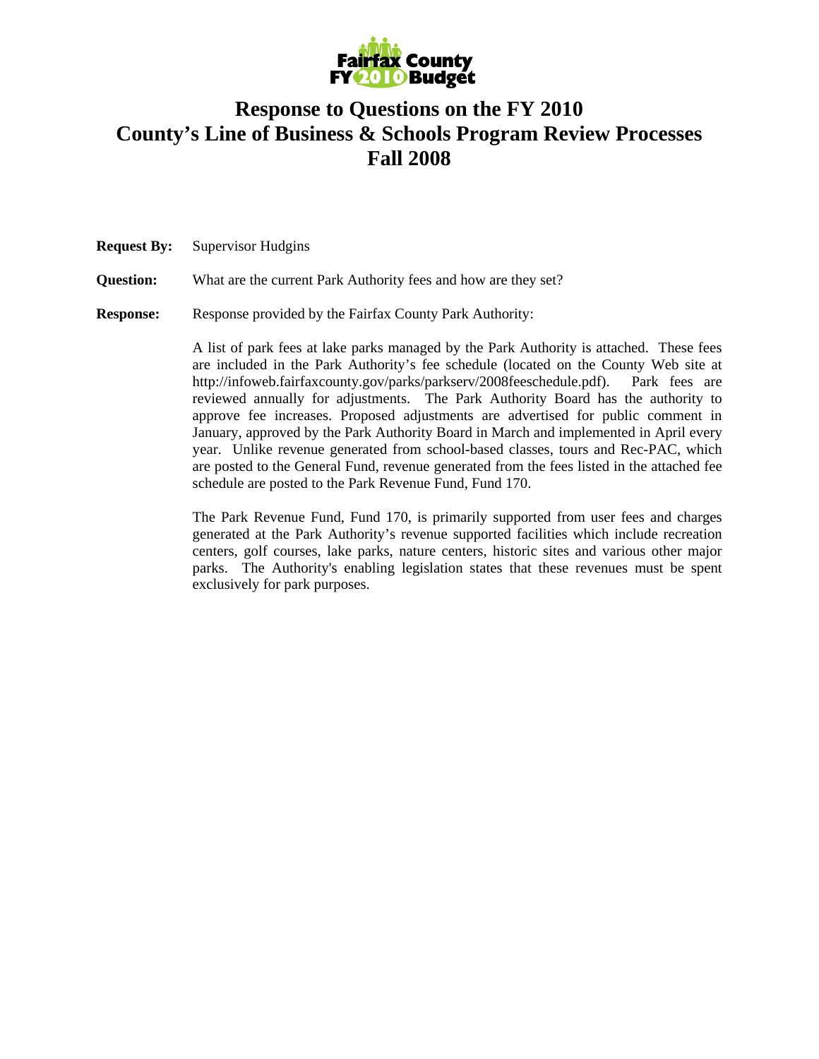Fairfax County FY 2010 Budget

# Response to Questions on the FY 2010 County's Line of Business & Schools Program Review Processes Fall 2008

**Request By:** Supervisor Hudgins

**Question:** What are the current Park Authority fees and how are they set?

**Response:** Response provided by the Fairfax County Park Authority:

A list of park fees at lake parks managed by the Park Authority is attached. These fees are included in the Park Authority's fee schedule (located on the County Web site at http://infoweb.fairfaxcounty.gov/parks/parkserv/2008feeschedule.pdf). Park fees are reviewed annually for adjustments. The Park Authority Board has the authority to approve fee increases. Proposed adjustments are advertised for public comment in January, approved by the Park Authority Board in March and implemented in April every year. Unlike revenue generated from school-based classes, tours and Rec-PAC, which are posted to the General Fund, revenue generated from the fees listed in the attached fee schedule are posted to the Park Revenue Fund, Fund 170.

The Park Revenue Fund, Fund 170, is primarily supported from user fees and charges generated at the Park Authority's revenue supported facilities which include recreation centers, golf courses, lake parks, nature centers, historic sites and various other major parks. The Authority's enabling legislation states that these revenues must be spent exclusively for park purposes.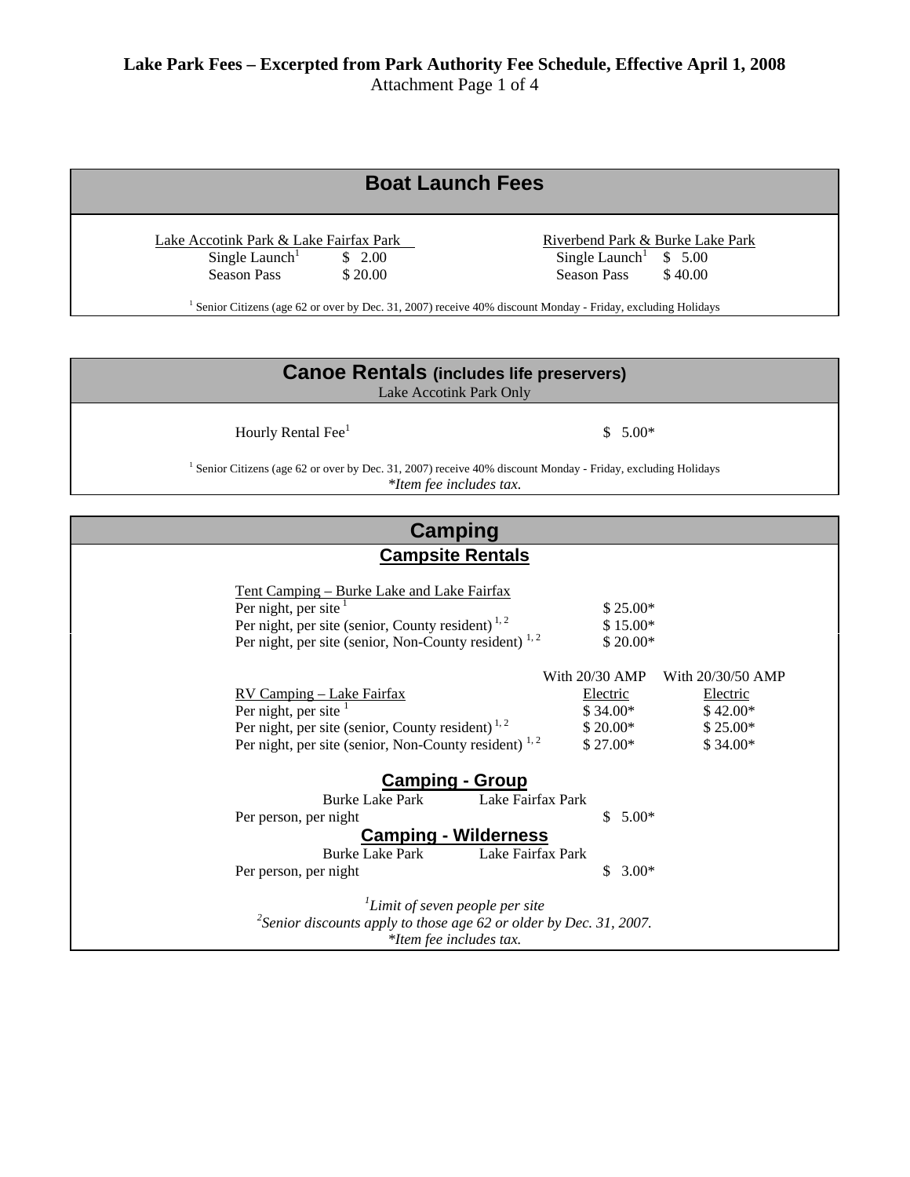**Lake Park Fees – Excerpted from Park Authority Fee Schedule, Effective April 1, 2008**
Attachment Page 1 of 4

## Boat Launch Fees

| Lake Accotink Park & Lake Fairfax Park | | Riverbend Park & Burke Lake Park | |
|---|---|---|---|
| Single Launch[1] | $ 2.00 | Single Launch[1] | $ 5.00 |
| Season Pass | $ 20.00 | Season Pass | $ 40.00 |

[1] Senior Citizens (age 62 or over by Dec. 31, 2007) receive 40% discount Monday - Friday, excluding Holidays

## Canoe Rentals (includes life preservers)

Lake Accotink Park Only

| | |
|---|---|
| Hourly Rental Fee[1] | $ 5.00* |

[1] Senior Citizens (age 62 or over by Dec. 31, 2007) receive 40% discount Monday - Friday, excluding Holidays

*\*Item fee includes tax.*

## Camping

### Campsite Rentals

| Tent Camping – Burke Lake and Lake Fairfax | |
|---|---|
| Per night, per site [1] | $ 25.00* |
| Per night, per site (senior, County resident) [1, 2] | $ 15.00* |
| Per night, per site (senior, Non-County resident) [1, 2] | $ 20.00* |

| RV Camping – Lake Fairfax | With 20/30 AMP Electric | With 20/30/50 AMP Electric |
|---|---|---|
| Per night, per site [1] | $ 34.00* | $ 42.00* |
| Per night, per site (senior, County resident) [1, 2] | $ 20.00* | $ 25.00* |
| Per night, per site (senior, Non-County resident) [1, 2] | $ 27.00* | $ 34.00* |

### Camping - Group

Burke Lake Park Lake Fairfax Park

| | |
|---|---|
| Per person, per night | $ 5.00* |

### Camping - Wilderness

Burke Lake Park Lake Fairfax Park

| | |
|---|---|
| Per person, per night | $ 3.00* |

*[1] Limit of seven people per site*

*[2] Senior discounts apply to those age 62 or older by Dec. 31, 2007.*

*\*Item fee includes tax.*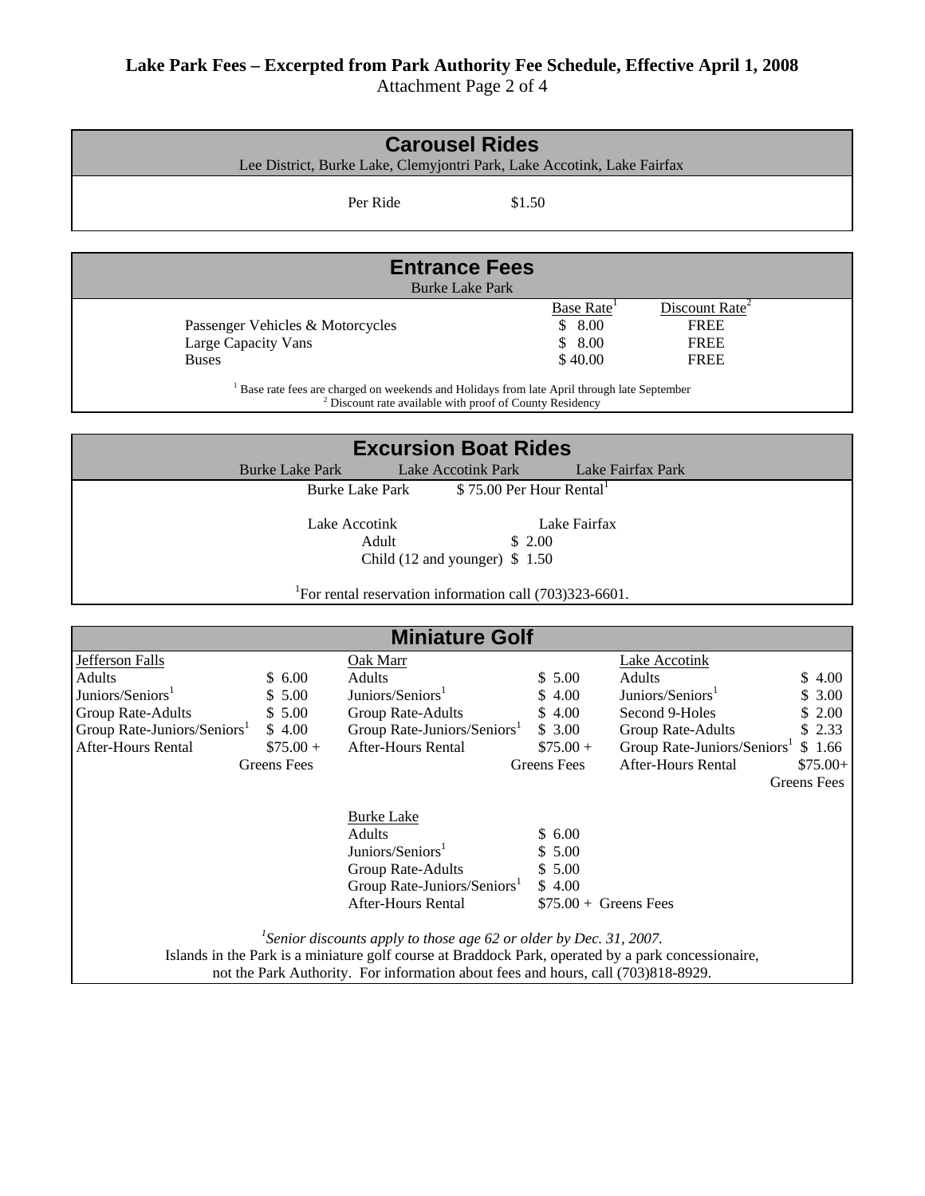**Lake Park Fees – Excerpted from Park Authority Fee Schedule, Effective April 1, 2008**
Attachment Page 2 of 4

## Carousel Rides

Lee District, Burke Lake, Clemyjontri Park, Lake Accotink, Lake Fairfax

| | |
|---|---|
| Per Ride | $1.50 |

## Entrance Fees

Burke Lake Park

| | Base Rate[1] | Discount Rate[2] |
|---|---|---|
| Passenger Vehicles & Motorcycles | $ 8.00 | FREE |
| Large Capacity Vans | $ 8.00 | FREE |
| Buses | $ 40.00 | FREE |

[1] Base rate fees are charged on weekends and Holidays from late April through late September
[2] Discount rate available with proof of County Residency

## Excursion Boat Rides

Burke Lake Park    Lake Accotink Park    Lake Fairfax Park

Burke Lake Park    $ 75.00 Per Hour Rental[1]

Lake Accotink    Lake Fairfax

| | |
|---|---|
| Adult | $ 2.00 |
| Child (12 and younger) | $ 1.50 |

[1]For rental reservation information call (703)323-6601.

## Miniature Golf

| Jefferson Falls | | Oak Marr | | Lake Accotink | |
|---|---|---|---|---|---|
| Adults | $ 6.00 | Adults | $ 5.00 | Adults | $ 4.00 |
| Juniors/Seniors[1] | $ 5.00 | Juniors/Seniors[1] | $ 4.00 | Juniors/Seniors[1] | $ 3.00 |
| Group Rate-Adults | $ 5.00 | Group Rate-Adults | $ 4.00 | Second 9-Holes | $ 2.00 |
| Group Rate-Juniors/Seniors[1] | $ 4.00 | Group Rate-Juniors/Seniors[1] | $ 3.00 | Group Rate-Adults | $ 2.33 |
| After-Hours Rental | $75.00 + Greens Fees | After-Hours Rental | $75.00 + Greens Fees | Group Rate-Juniors/Seniors[1] | $ 1.66 |
| | | | | After-Hours Rental | $75.00+ Greens Fees |

| Burke Lake | |
|---|---|
| Adults | $ 6.00 |
| Juniors/Seniors[1] | $ 5.00 |
| Group Rate-Adults | $ 5.00 |
| Group Rate-Juniors/Seniors[1] | $ 4.00 |
| After-Hours Rental | $75.00 + Greens Fees |

[1]*Senior discounts apply to those age 62 or older by Dec. 31, 2007.*

Islands in the Park is a miniature golf course at Braddock Park, operated by a park concessionaire, not the Park Authority. For information about fees and hours, call (703)818-8929.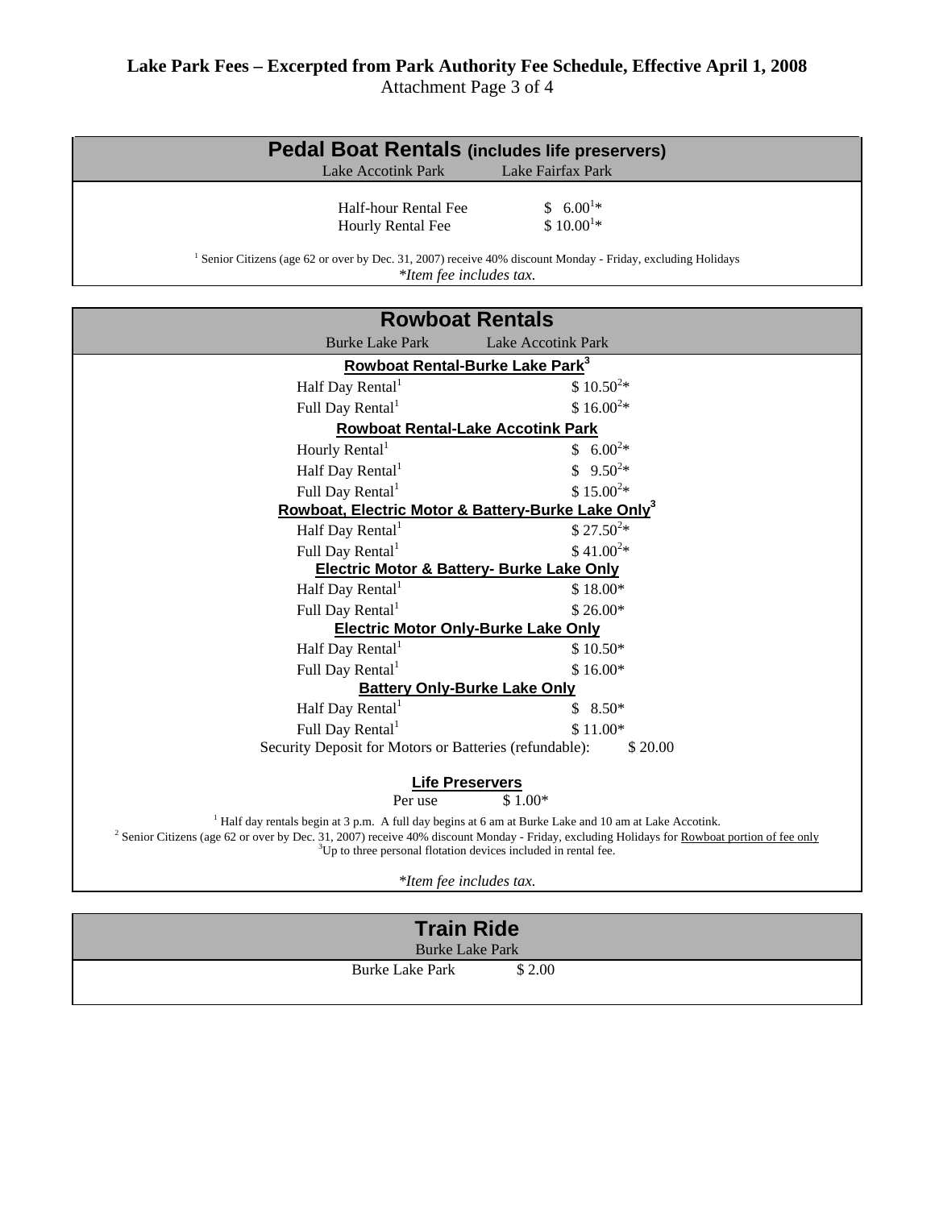**Lake Park Fees – Excerpted from Park Authority Fee Schedule, Effective April 1, 2008**
Attachment Page 3 of 4

## Pedal Boat Rentals (includes life preservers)

Lake Accotink Park    Lake Fairfax Park

| | |
|---|---|
| Half-hour Rental Fee | $ 6.00[1]* |
| Hourly Rental Fee | $ 10.00[1]* |

[1] Senior Citizens (age 62 or over by Dec. 31, 2007) receive 40% discount Monday - Friday, excluding Holidays

*\*Item fee includes tax.*

## Rowboat Rentals

Burke Lake Park    Lake Accotink Park

| | |
|---|---|
| **Rowboat Rental-Burke Lake Park[3]** | |
| Half Day Rental[1] | $ 10.50[2]* |
| Full Day Rental[1] | $ 16.00[2]* |
| **Rowboat Rental-Lake Accotink Park** | |
| Hourly Rental[1] | $ 6.00[2]* |
| Half Day Rental[1] | $ 9.50[2]* |
| Full Day Rental[1] | $ 15.00[2]* |
| **Rowboat, Electric Motor & Battery-Burke Lake Only[3]** | |
| Half Day Rental[1] | $ 27.50[2]* |
| Full Day Rental[1] | $ 41.00[2]* |
| **Electric Motor & Battery- Burke Lake Only** | |
| Half Day Rental[1] | $ 18.00* |
| Full Day Rental[1] | $ 26.00* |
| **Electric Motor Only-Burke Lake Only** | |
| Half Day Rental[1] | $ 10.50* |
| Full Day Rental[1] | $ 16.00* |
| **Battery Only-Burke Lake Only** | |
| Half Day Rental[1] | $ 8.50* |
| Full Day Rental[1] | $ 11.00* |
| Security Deposit for Motors or Batteries (refundable): | $ 20.00 |

**Life Preservers**

| | |
|---|---|
| Per use | $ 1.00* |

[1] Half day rentals begin at 3 p.m. A full day begins at 6 am at Burke Lake and 10 am at Lake Accotink.
[2] Senior Citizens (age 62 or over by Dec. 31, 2007) receive 40% discount Monday - Friday, excluding Holidays for Rowboat portion of fee only
[3] Up to three personal flotation devices included in rental fee.

*\*Item fee includes tax.*

## Train Ride

Burke Lake Park

| | |
|---|---|
| Burke Lake Park | $ 2.00 |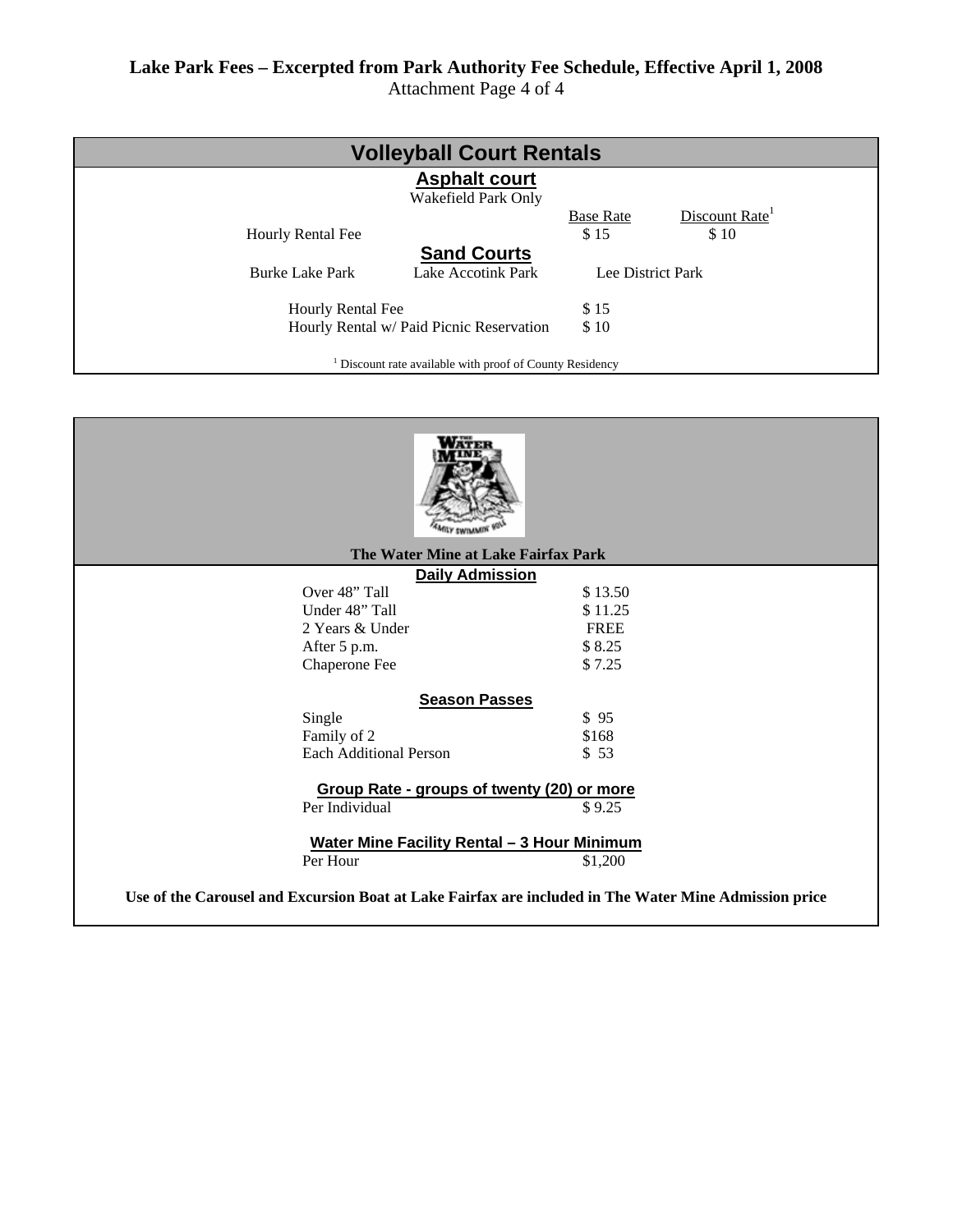**Lake Park Fees – Excerpted from Park Authority Fee Schedule, Effective April 1, 2008**

Attachment Page 4 of 4

## Volleyball Court Rentals

### Asphalt court

Wakefield Park Only

| | Base Rate | Discount Rate[1] |
|---|---|---|
| Hourly Rental Fee | $ 15 | $ 10 |

### Sand Courts

Burke Lake Park | Lake Accotink Park | Lee District Park

| | |
|---|---|
| Hourly Rental Fee | $ 15 |
| Hourly Rental w/ Paid Picnic Reservation | $ 10 |

[1] Discount rate available with proof of County Residency

## The Water Mine at Lake Fairfax Park

### Daily Admission

| | |
|---|---|
| Over 48" Tall | $ 13.50 |
| Under 48" Tall | $ 11.25 |
| 2 Years & Under | FREE |
| After 5 p.m. | $ 8.25 |
| Chaperone Fee | $ 7.25 |

### Season Passes

| | |
|---|---|
| Single | $ 95 |
| Family of 2 | $168 |
| Each Additional Person | $ 53 |

### Group Rate - groups of twenty (20) or more

| | |
|---|---|
| Per Individual | $ 9.25 |

### Water Mine Facility Rental – 3 Hour Minimum

| | |
|---|---|
| Per Hour | $1,200 |

**Use of the Carousel and Excursion Boat at Lake Fairfax are included in The Water Mine Admission price**